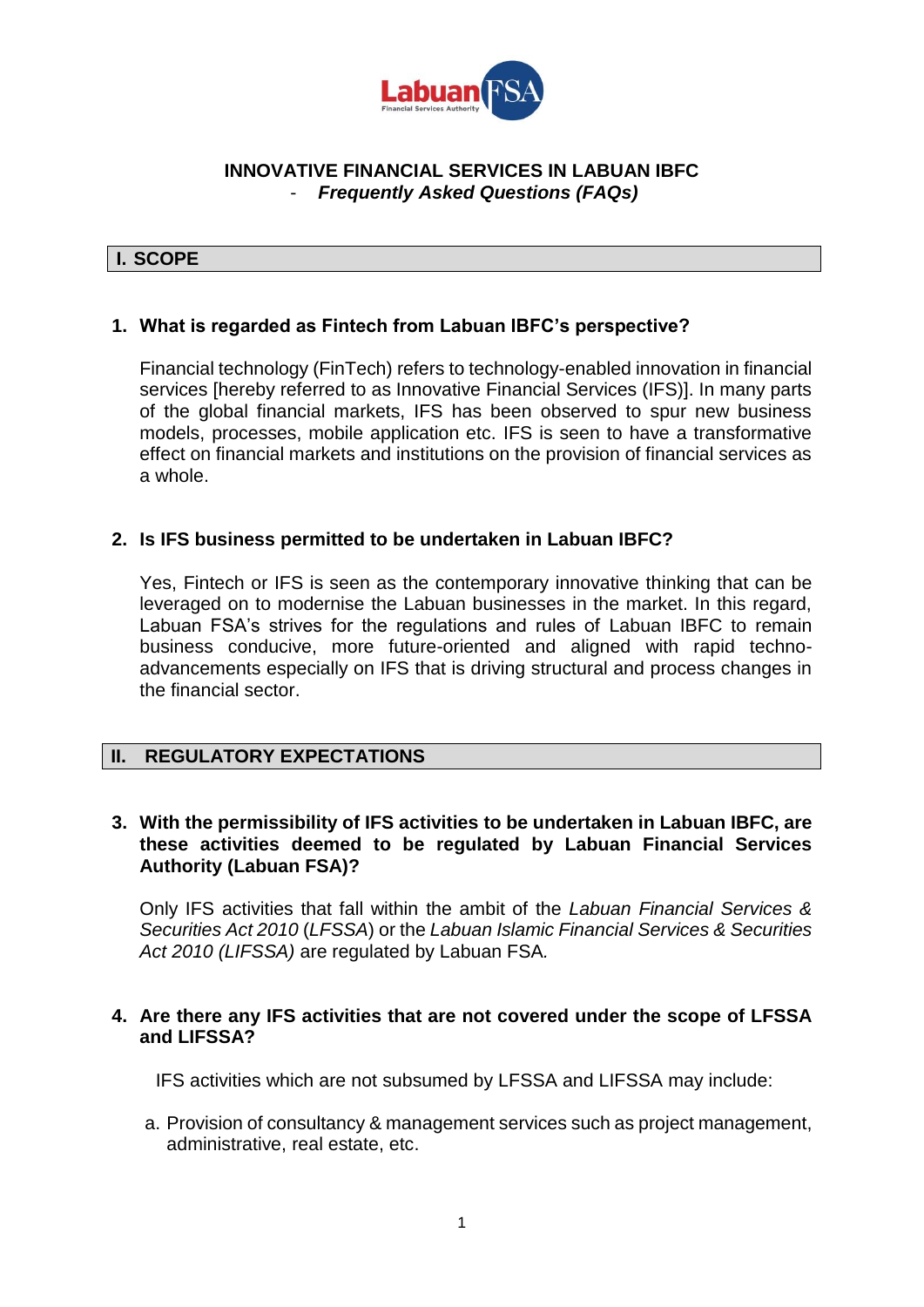# INNOVATIVE FINANCIAL SERVICES IN LABUAN IBFC

## - *Frequently Asked Questions (FAQs)*

## I. SCOPE

**1. What is regarded as Fintech from Labuan IBFC's perspective?**

Financial technology (FinTech) refers to technology-enabled innovation in financial services [hereby referred to as Innovative Financial Services (IFS)]. In many parts of the global financial markets, IFS has been observed to spur new business models, processes, mobile application etc. IFS is seen to have a transformative effect on financial markets and institutions on the provision of financial services as a whole.

**2. Is IFS business permitted to be undertaken in Labuan IBFC?**

Yes, Fintech or IFS is seen as the contemporary innovative thinking that can be leveraged on to modernise the Labuan businesses in the market. In this regard, Labuan FSA's strives for the regulations and rules of Labuan IBFC to remain business conducive, more future-oriented and aligned with rapid techno-advancements especially on IFS that is driving structural and process changes in the financial sector.

## II. REGULATORY EXPECTATIONS

**3. With the permissibility of IFS activities to be undertaken in Labuan IBFC, are these activities deemed to be regulated by Labuan Financial Services Authority (Labuan FSA)?**

Only IFS activities that fall within the ambit of the *Labuan Financial Services & Securities Act 2010* (*LFSSA*) or the *Labuan Islamic Financial Services & Securities Act 2010 (LIFSSA)* are regulated by Labuan FSA.

**4. Are there any IFS activities that are not covered under the scope of LFSSA and LIFSSA?**

IFS activities which are not subsumed by LFSSA and LIFSSA may include:

a. Provision of consultancy & management services such as project management, administrative, real estate, etc.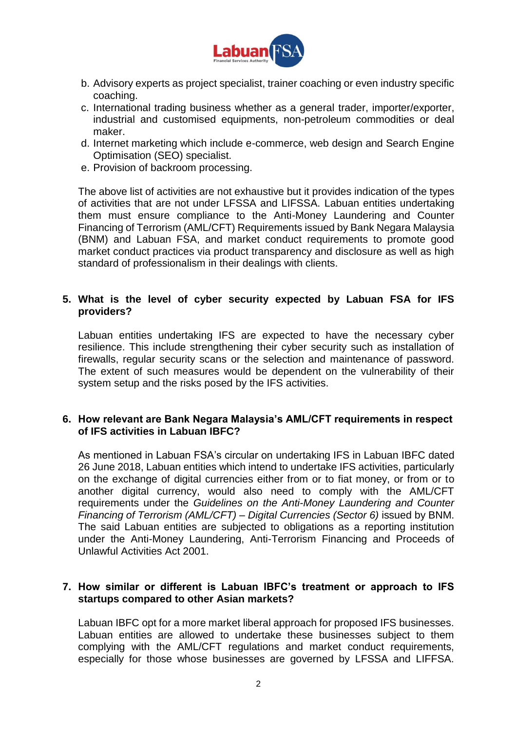b. Advisory experts as project specialist, trainer coaching or even industry specific coaching.
c. International trading business whether as a general trader, importer/exporter, industrial and customised equipments, non-petroleum commodities or deal maker.
d. Internet marketing which include e-commerce, web design and Search Engine Optimisation (SEO) specialist.
e. Provision of backroom processing.

The above list of activities are not exhaustive but it provides indication of the types of activities that are not under LFSSA and LIFSSA. Labuan entities undertaking them must ensure compliance to the Anti-Money Laundering and Counter Financing of Terrorism (AML/CFT) Requirements issued by Bank Negara Malaysia (BNM) and Labuan FSA, and market conduct requirements to promote good market conduct practices via product transparency and disclosure as well as high standard of professionalism in their dealings with clients.

**5. What is the level of cyber security expected by Labuan FSA for IFS providers?**

Labuan entities undertaking IFS are expected to have the necessary cyber resilience. This include strengthening their cyber security such as installation of firewalls, regular security scans or the selection and maintenance of password. The extent of such measures would be dependent on the vulnerability of their system setup and the risks posed by the IFS activities.

**6. How relevant are Bank Negara Malaysia's AML/CFT requirements in respect of IFS activities in Labuan IBFC?**

As mentioned in Labuan FSA's circular on undertaking IFS in Labuan IBFC dated 26 June 2018, Labuan entities which intend to undertake IFS activities, particularly on the exchange of digital currencies either from or to fiat money, or from or to another digital currency, would also need to comply with the AML/CFT requirements under the *Guidelines on the Anti-Money Laundering and Counter Financing of Terrorism (AML/CFT) – Digital Currencies (Sector 6)* issued by BNM. The said Labuan entities are subjected to obligations as a reporting institution under the Anti-Money Laundering, Anti-Terrorism Financing and Proceeds of Unlawful Activities Act 2001.

**7. How similar or different is Labuan IBFC's treatment or approach to IFS startups compared to other Asian markets?**

Labuan IBFC opt for a more market liberal approach for proposed IFS businesses. Labuan entities are allowed to undertake these businesses subject to them complying with the AML/CFT regulations and market conduct requirements, especially for those whose businesses are governed by LFSSA and LIFFSA.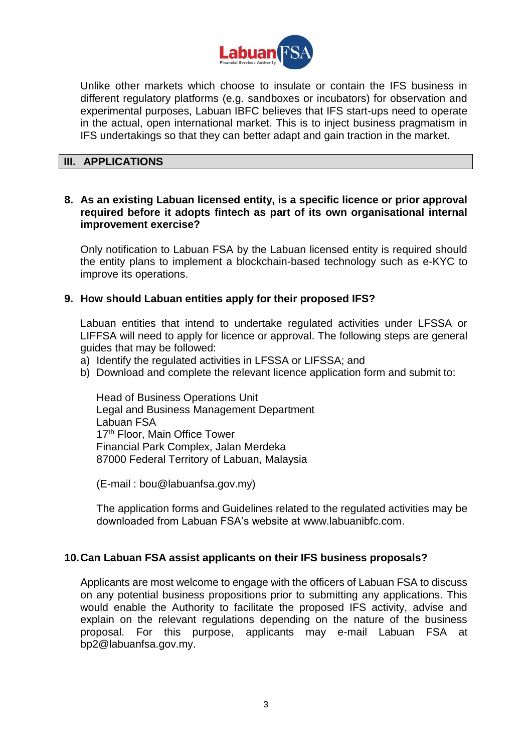Unlike other markets which choose to insulate or contain the IFS business in different regulatory platforms (e.g. sandboxes or incubators) for observation and experimental purposes, Labuan IBFC believes that IFS start-ups need to operate in the actual, open international market. This is to inject business pragmatism in IFS undertakings so that they can better adapt and gain traction in the market.

## III. APPLICATIONS

**8. As an existing Labuan licensed entity, is a specific licence or prior approval required before it adopts fintech as part of its own organisational internal improvement exercise?**

Only notification to Labuan FSA by the Labuan licensed entity is required should the entity plans to implement a blockchain-based technology such as e-KYC to improve its operations.

**9. How should Labuan entities apply for their proposed IFS?**

Labuan entities that intend to undertake regulated activities under LFSSA or LIFFSA will need to apply for licence or approval. The following steps are general guides that may be followed:

a) Identify the regulated activities in LFSSA or LIFSSA; and
b) Download and complete the relevant licence application form and submit to:

Head of Business Operations Unit
Legal and Business Management Department
Labuan FSA
17th Floor, Main Office Tower
Financial Park Complex, Jalan Merdeka
87000 Federal Territory of Labuan, Malaysia

(E-mail : bou@labuanfsa.gov.my)

The application forms and Guidelines related to the regulated activities may be downloaded from Labuan FSA's website at www.labuanibfc.com.

**10. Can Labuan FSA assist applicants on their IFS business proposals?**

Applicants are most welcome to engage with the officers of Labuan FSA to discuss on any potential business propositions prior to submitting any applications. This would enable the Authority to facilitate the proposed IFS activity, advise and explain on the relevant regulations depending on the nature of the business proposal. For this purpose, applicants may e-mail Labuan FSA at bp2@labuanfsa.gov.my.